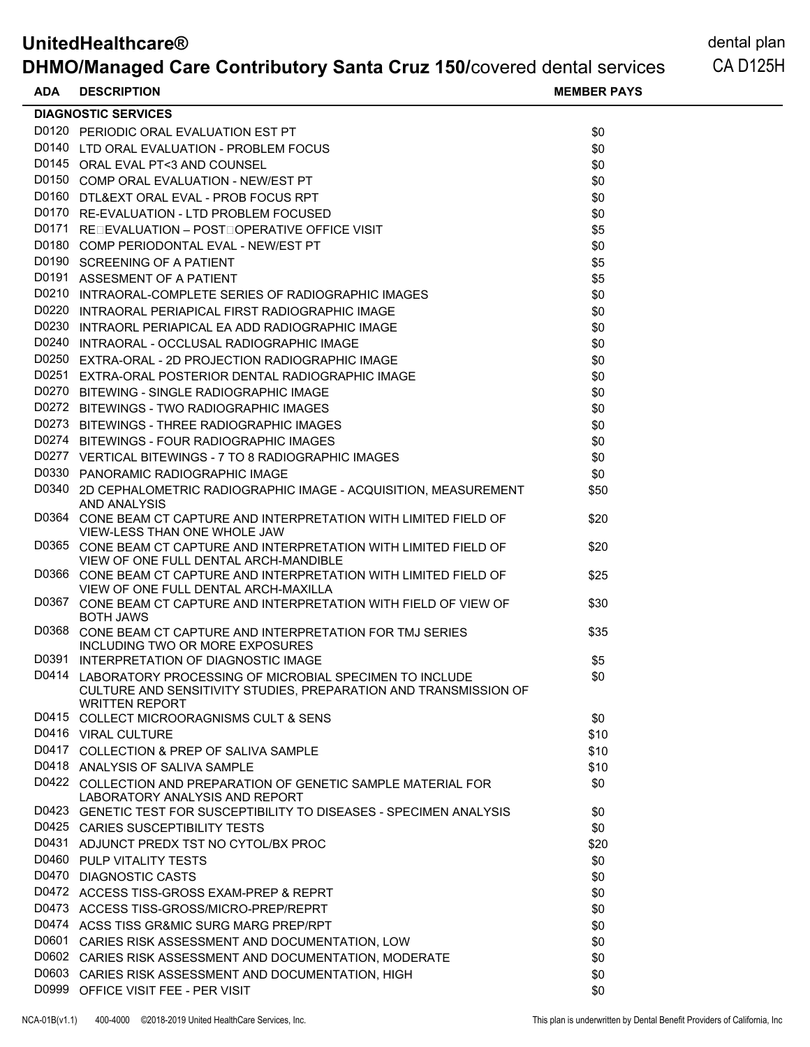# UnitedHealthcare®

## DHMO/Managed Care Contributory Santa Cruz 150/covered dental services

dental plan
CA D125H

| ADA | DESCRIPTION | MEMBER PAYS |
|---|---|---|
| | **DIAGNOSTIC SERVICES** | |
| D0120 | PERIODIC ORAL EVALUATION EST PT | $0 |
| D0140 | LTD ORAL EVALUATION - PROBLEM FOCUS | $0 |
| D0145 | ORAL EVAL PT<3 AND COUNSEL | $0 |
| D0150 | COMP ORAL EVALUATION - NEW/EST PT | $0 |
| D0160 | DTL&EXT ORAL EVAL - PROB FOCUS RPT | $0 |
| D0170 | RE-EVALUATION - LTD PROBLEM FOCUSED | $0 |
| D0171 | RE□EVALUATION – POST□OPERATIVE OFFICE VISIT | $5 |
| D0180 | COMP PERIODONTAL EVAL - NEW/EST PT | $0 |
| D0190 | SCREENING OF A PATIENT | $5 |
| D0191 | ASSESMENT OF A PATIENT | $5 |
| D0210 | INTRAORAL-COMPLETE SERIES OF RADIOGRAPHIC IMAGES | $0 |
| D0220 | INTRAORAL PERIAPICAL FIRST RADIOGRAPHIC IMAGE | $0 |
| D0230 | INTRAORL PERIAPICAL EA ADD RADIOGRAPHIC IMAGE | $0 |
| D0240 | INTRAORAL - OCCLUSAL RADIOGRAPHIC IMAGE | $0 |
| D0250 | EXTRA-ORAL - 2D PROJECTION RADIOGRAPHIC IMAGE | $0 |
| D0251 | EXTRA-ORAL POSTERIOR DENTAL RADIOGRAPHIC IMAGE | $0 |
| D0270 | BITEWING - SINGLE RADIOGRAPHIC IMAGE | $0 |
| D0272 | BITEWINGS - TWO RADIOGRAPHIC IMAGES | $0 |
| D0273 | BITEWINGS - THREE RADIOGRAPHIC IMAGES | $0 |
| D0274 | BITEWINGS - FOUR RADIOGRAPHIC IMAGES | $0 |
| D0277 | VERTICAL BITEWINGS - 7 TO 8 RADIOGRAPHIC IMAGES | $0 |
| D0330 | PANORAMIC RADIOGRAPHIC IMAGE | $0 |
| D0340 | 2D CEPHALOMETRIC RADIOGRAPHIC IMAGE - ACQUISITION, MEASUREMENT AND ANALYSIS | $50 |
| D0364 | CONE BEAM CT CAPTURE AND INTERPRETATION WITH LIMITED FIELD OF VIEW-LESS THAN ONE WHOLE JAW | $20 |
| D0365 | CONE BEAM CT CAPTURE AND INTERPRETATION WITH LIMITED FIELD OF VIEW OF ONE FULL DENTAL ARCH-MANDIBLE | $20 |
| D0366 | CONE BEAM CT CAPTURE AND INTERPRETATION WITH LIMITED FIELD OF VIEW OF ONE FULL DENTAL ARCH-MAXILLA | $25 |
| D0367 | CONE BEAM CT CAPTURE AND INTERPRETATION WITH FIELD OF VIEW OF BOTH JAWS | $30 |
| D0368 | CONE BEAM CT CAPTURE AND INTERPRETATION FOR TMJ SERIES INCLUDING TWO OR MORE EXPOSURES | $35 |
| D0391 | INTERPRETATION OF DIAGNOSTIC IMAGE | $5 |
| D0414 | LABORATORY PROCESSING OF MICROBIAL SPECIMEN TO INCLUDE CULTURE AND SENSITIVITY STUDIES, PREPARATION AND TRANSMISSION OF WRITTEN REPORT | $0 |
| D0415 | COLLECT MICROORAGNISMS CULT & SENS | $0 |
| D0416 | VIRAL CULTURE | $10 |
| D0417 | COLLECTION & PREP OF SALIVA SAMPLE | $10 |
| D0418 | ANALYSIS OF SALIVA SAMPLE | $10 |
| D0422 | COLLECTION AND PREPARATION OF GENETIC SAMPLE MATERIAL FOR LABORATORY ANALYSIS AND REPORT | $0 |
| D0423 | GENETIC TEST FOR SUSCEPTIBILITY TO DISEASES - SPECIMEN ANALYSIS | $0 |
| D0425 | CARIES SUSCEPTIBILITY TESTS | $0 |
| D0431 | ADJUNCT PREDX TST NO CYTOL/BX PROC | $20 |
| D0460 | PULP VITALITY TESTS | $0 |
| D0470 | DIAGNOSTIC CASTS | $0 |
| D0472 | ACCESS TISS-GROSS EXAM-PREP & REPRT | $0 |
| D0473 | ACCESS TISS-GROSS/MICRO-PREP/REPRT | $0 |
| D0474 | ACSS TISS GR&MIC SURG MARG PREP/RPT | $0 |
| D0601 | CARIES RISK ASSESSMENT AND DOCUMENTATION, LOW | $0 |
| D0602 | CARIES RISK ASSESSMENT AND DOCUMENTATION, MODERATE | $0 |
| D0603 | CARIES RISK ASSESSMENT AND DOCUMENTATION, HIGH | $0 |
| D0999 | OFFICE VISIT FEE - PER VISIT | $0 |

NCA-01B(v1.1) 400-4000 ©2018-2019 United HealthCare Services, Inc.

This plan is underwritten by Dental Benefit Providers of California, Inc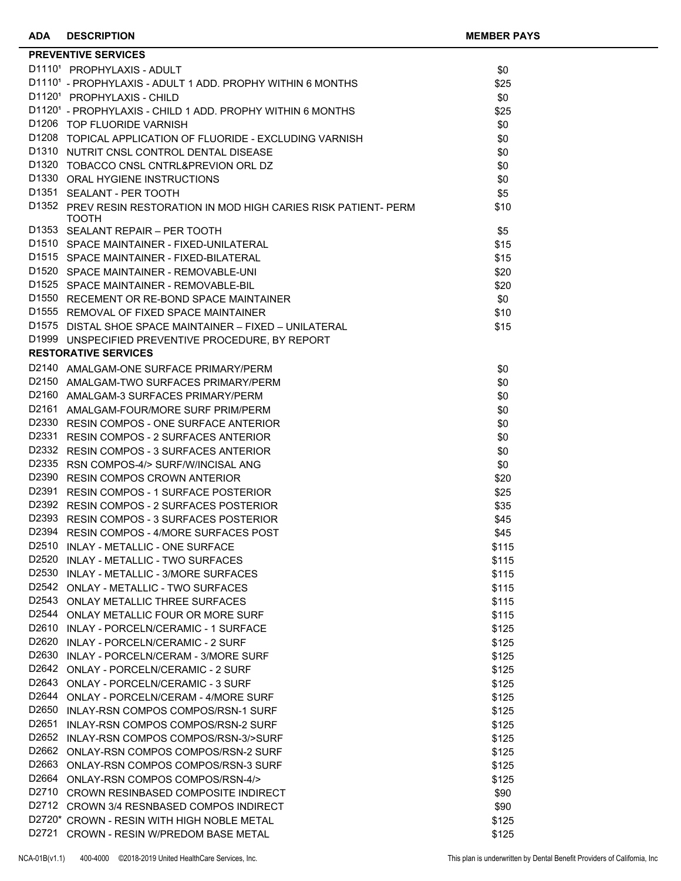| ADA | DESCRIPTION | MEMBER PAYS |
|---|---|---|
| **PREVENTIVE SERVICES** | | |
| D1110[1] | PROPHYLAXIS - ADULT | $0 |
| D1110[1] | - PROPHYLAXIS - ADULT 1 ADD. PROPHY WITHIN 6 MONTHS | $25 |
| D1120[1] | PROPHYLAXIS - CHILD | $0 |
| D1120[1] | - PROPHYLAXIS - CHILD 1 ADD. PROPHY WITHIN 6 MONTHS | $25 |
| D1206 | TOP FLUORIDE VARNISH | $0 |
| D1208 | TOPICAL APPLICATION OF FLUORIDE - EXCLUDING VARNISH | $0 |
| D1310 | NUTRIT CNSL CONTROL DENTAL DISEASE | $0 |
| D1320 | TOBACCO CNSL CNTRL&PREVION ORL DZ | $0 |
| D1330 | ORAL HYGIENE INSTRUCTIONS | $0 |
| D1351 | SEALANT - PER TOOTH | $5 |
| D1352 | PREV RESIN RESTORATION IN MOD HIGH CARIES RISK PATIENT- PERM TOOTH | $10 |
| D1353 | SEALANT REPAIR – PER TOOTH | $5 |
| D1510 | SPACE MAINTAINER - FIXED-UNILATERAL | $15 |
| D1515 | SPACE MAINTAINER - FIXED-BILATERAL | $15 |
| D1520 | SPACE MAINTAINER - REMOVABLE-UNI | $20 |
| D1525 | SPACE MAINTAINER - REMOVABLE-BIL | $20 |
| D1550 | RECEMENT OR RE-BOND SPACE MAINTAINER | $0 |
| D1555 | REMOVAL OF FIXED SPACE MAINTAINER | $10 |
| D1575 | DISTAL SHOE SPACE MAINTAINER – FIXED – UNILATERAL | $15 |
| D1999 | UNSPECIFIED PREVENTIVE PROCEDURE, BY REPORT | |
| **RESTORATIVE SERVICES** | | |
| D2140 | AMALGAM-ONE SURFACE PRIMARY/PERM | $0 |
| D2150 | AMALGAM-TWO SURFACES PRIMARY/PERM | $0 |
| D2160 | AMALGAM-3 SURFACES PRIMARY/PERM | $0 |
| D2161 | AMALGAM-FOUR/MORE SURF PRIM/PERM | $0 |
| D2330 | RESIN COMPOS - ONE SURFACE ANTERIOR | $0 |
| D2331 | RESIN COMPOS - 2 SURFACES ANTERIOR | $0 |
| D2332 | RESIN COMPOS - 3 SURFACES ANTERIOR | $0 |
| D2335 | RSN COMPOS-4/> SURF/W/INCISAL ANG | $0 |
| D2390 | RESIN COMPOS CROWN ANTERIOR | $20 |
| D2391 | RESIN COMPOS - 1 SURFACE POSTERIOR | $25 |
| D2392 | RESIN COMPOS - 2 SURFACES POSTERIOR | $35 |
| D2393 | RESIN COMPOS - 3 SURFACES POSTERIOR | $45 |
| D2394 | RESIN COMPOS - 4/MORE SURFACES POST | $45 |
| D2510 | INLAY - METALLIC - ONE SURFACE | $115 |
| D2520 | INLAY - METALLIC - TWO SURFACES | $115 |
| D2530 | INLAY - METALLIC - 3/MORE SURFACES | $115 |
| D2542 | ONLAY - METALLIC - TWO SURFACES | $115 |
| D2543 | ONLAY METALLIC THREE SURFACES | $115 |
| D2544 | ONLAY METALLIC FOUR OR MORE SURF | $115 |
| D2610 | INLAY - PORCELN/CERAMIC - 1 SURFACE | $125 |
| D2620 | INLAY - PORCELN/CERAMIC - 2 SURF | $125 |
| D2630 | INLAY - PORCELN/CERAM - 3/MORE SURF | $125 |
| D2642 | ONLAY - PORCELN/CERAMIC - 2 SURF | $125 |
| D2643 | ONLAY - PORCELN/CERAMIC - 3 SURF | $125 |
| D2644 | ONLAY - PORCELN/CERAM - 4/MORE SURF | $125 |
| D2650 | INLAY-RSN COMPOS COMPOS/RSN-1 SURF | $125 |
| D2651 | INLAY-RSN COMPOS COMPOS/RSN-2 SURF | $125 |
| D2652 | INLAY-RSN COMPOS COMPOS/RSN-3/>SURF | $125 |
| D2662 | ONLAY-RSN COMPOS COMPOS/RSN-2 SURF | $125 |
| D2663 | ONLAY-RSN COMPOS COMPOS/RSN-3 SURF | $125 |
| D2664 | ONLAY-RSN COMPOS COMPOS/RSN-4/> | $125 |
| D2710 | CROWN RESINBASED COMPOSITE INDIRECT | $90 |
| D2712 | CROWN 3/4 RESNBASED COMPOS INDIRECT | $90 |
| D2720* | CROWN - RESIN WITH HIGH NOBLE METAL | $125 |
| D2721 | CROWN - RESIN W/PREDOM BASE METAL | $125 |

NCA-01B(v1.1) 400-4000 ©2018-2019 United HealthCare Services, Inc. This plan is underwritten by Dental Benefit Providers of California, Inc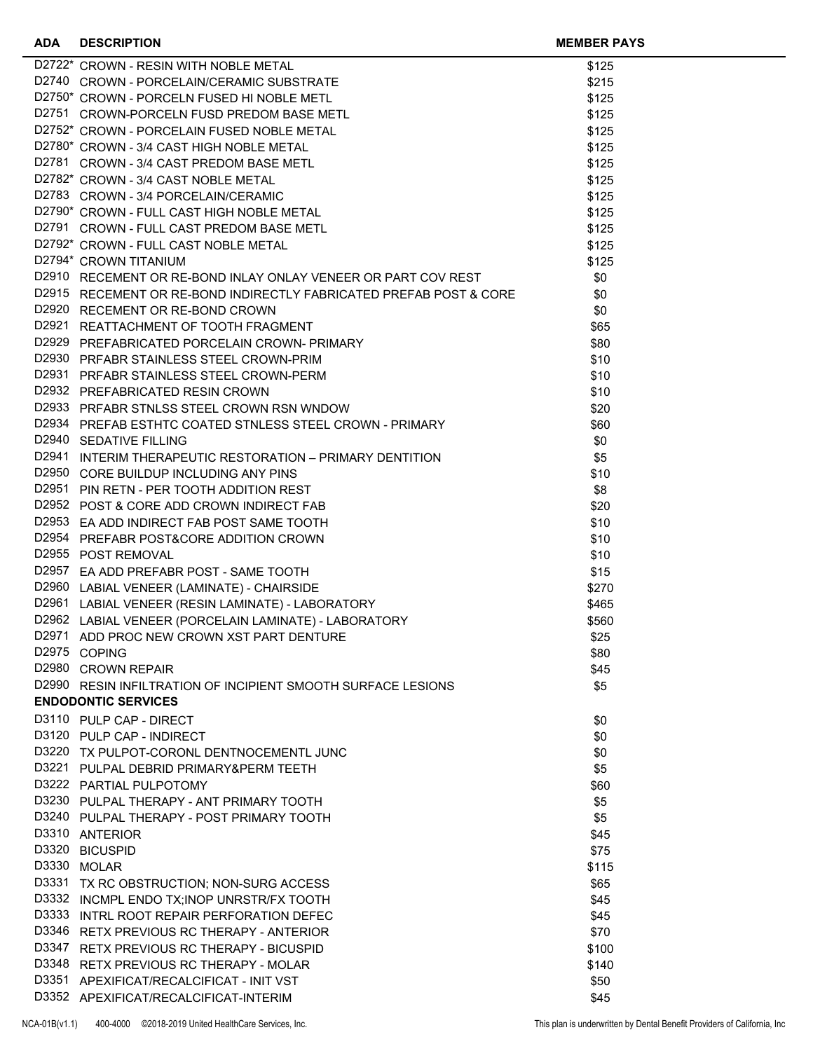| ADA | DESCRIPTION | MEMBER PAYS |
|---|---|---|
| D2722* | CROWN - RESIN WITH NOBLE METAL | $125 |
| D2740 | CROWN - PORCELAIN/CERAMIC SUBSTRATE | $215 |
| D2750* | CROWN - PORCELN FUSED HI NOBLE METL | $125 |
| D2751 | CROWN-PORCELN FUSD PREDOM BASE METL | $125 |
| D2752* | CROWN - PORCELAIN FUSED NOBLE METAL | $125 |
| D2780* | CROWN - 3/4 CAST HIGH NOBLE METAL | $125 |
| D2781 | CROWN - 3/4 CAST PREDOM BASE METL | $125 |
| D2782* | CROWN - 3/4 CAST NOBLE METAL | $125 |
| D2783 | CROWN - 3/4 PORCELAIN/CERAMIC | $125 |
| D2790* | CROWN - FULL CAST HIGH NOBLE METAL | $125 |
| D2791 | CROWN - FULL CAST PREDOM BASE METL | $125 |
| D2792* | CROWN - FULL CAST NOBLE METAL | $125 |
| D2794* | CROWN TITANIUM | $125 |
| D2910 | RECEMENT OR RE-BOND INLAY ONLAY VENEER OR PART COV REST | $0 |
| D2915 | RECEMENT OR RE-BOND INDIRECTLY FABRICATED PREFAB POST & CORE | $0 |
| D2920 | RECEMENT OR RE-BOND CROWN | $0 |
| D2921 | REATTACHMENT OF TOOTH FRAGMENT | $65 |
| D2929 | PREFABRICATED PORCELAIN CROWN- PRIMARY | $80 |
| D2930 | PRFABR STAINLESS STEEL CROWN-PRIM | $10 |
| D2931 | PRFABR STAINLESS STEEL CROWN-PERM | $10 |
| D2932 | PREFABRICATED RESIN CROWN | $10 |
| D2933 | PRFABR STNLSS STEEL CROWN RSN WNDOW | $20 |
| D2934 | PREFAB ESTHTC COATED STNLESS STEEL CROWN - PRIMARY | $60 |
| D2940 | SEDATIVE FILLING | $0 |
| D2941 | INTERIM THERAPEUTIC RESTORATION – PRIMARY DENTITION | $5 |
| D2950 | CORE BUILDUP INCLUDING ANY PINS | $10 |
| D2951 | PIN RETN - PER TOOTH ADDITION REST | $8 |
| D2952 | POST & CORE ADD CROWN INDIRECT FAB | $20 |
| D2953 | EA ADD INDIRECT FAB POST SAME TOOTH | $10 |
| D2954 | PREFABR POST&CORE ADDITION CROWN | $10 |
| D2955 | POST REMOVAL | $10 |
| D2957 | EA ADD PREFABR POST - SAME TOOTH | $15 |
| D2960 | LABIAL VENEER (LAMINATE) - CHAIRSIDE | $270 |
| D2961 | LABIAL VENEER (RESIN LAMINATE) - LABORATORY | $465 |
| D2962 | LABIAL VENEER (PORCELAIN LAMINATE) - LABORATORY | $560 |
| D2971 | ADD PROC NEW CROWN XST PART DENTURE | $25 |
| D2975 | COPING | $80 |
| D2980 | CROWN REPAIR | $45 |
| D2990 | RESIN INFILTRATION OF INCIPIENT SMOOTH SURFACE LESIONS | $5 |
| **ENDODONTIC SERVICES** | | |
| D3110 | PULP CAP - DIRECT | $0 |
| D3120 | PULP CAP - INDIRECT | $0 |
| D3220 | TX PULPOT-CORONL DENTNOCEMENTL JUNC | $0 |
| D3221 | PULPAL DEBRID PRIMARY&PERM TEETH | $5 |
| D3222 | PARTIAL PULPOTOMY | $60 |
| D3230 | PULPAL THERAPY - ANT PRIMARY TOOTH | $5 |
| D3240 | PULPAL THERAPY - POST PRIMARY TOOTH | $5 |
| D3310 | ANTERIOR | $45 |
| D3320 | BICUSPID | $75 |
| D3330 | MOLAR | $115 |
| D3331 | TX RC OBSTRUCTION; NON-SURG ACCESS | $65 |
| D3332 | INCMPL ENDO TX;INOP UNRSTR/FX TOOTH | $45 |
| D3333 | INTRL ROOT REPAIR PERFORATION DEFEC | $45 |
| D3346 | RETX PREVIOUS RC THERAPY - ANTERIOR | $70 |
| D3347 | RETX PREVIOUS RC THERAPY - BICUSPID | $100 |
| D3348 | RETX PREVIOUS RC THERAPY - MOLAR | $140 |
| D3351 | APEXIFICAT/RECALCIFICAT - INIT VST | $50 |
| D3352 | APEXIFICAT/RECALCIFICAT-INTERIM | $45 |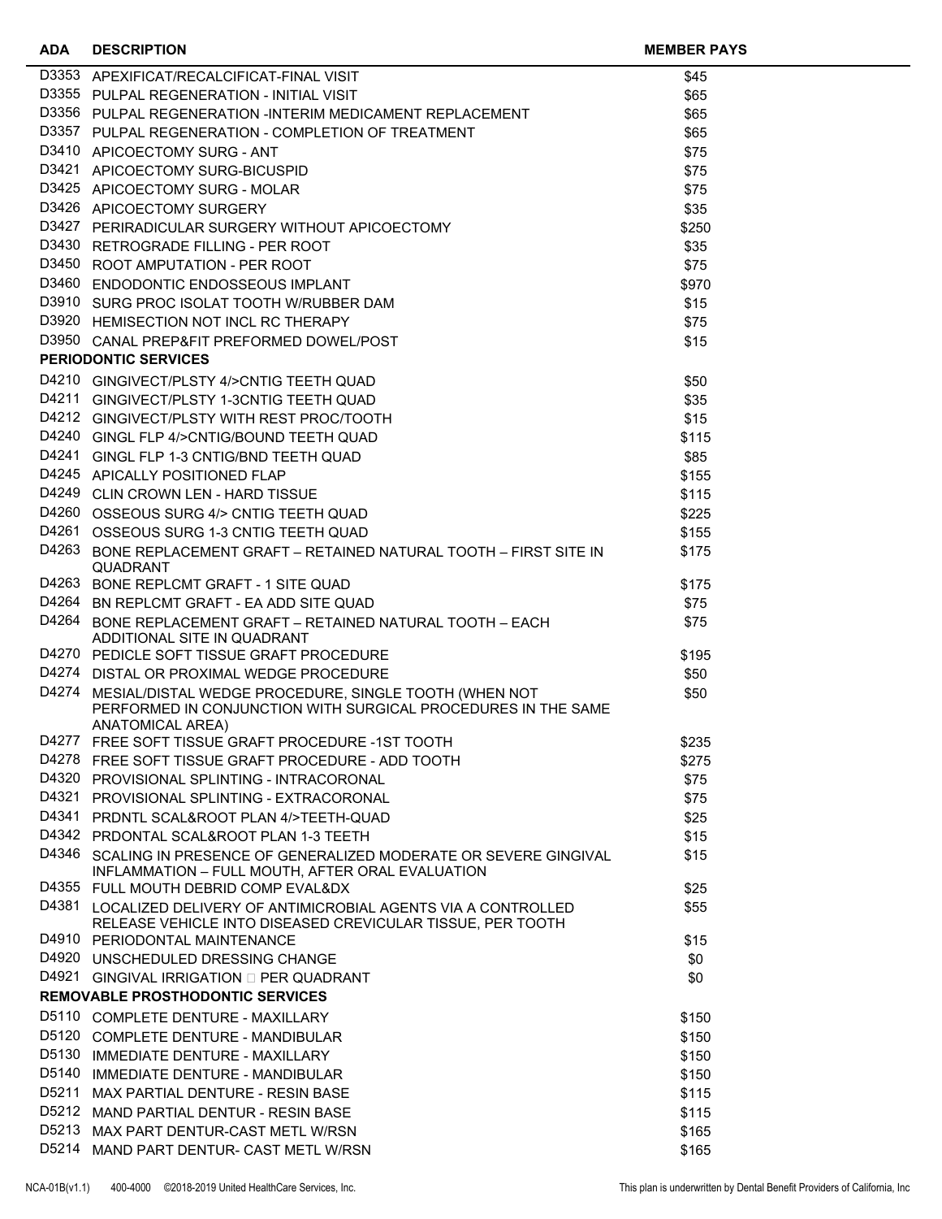| ADA | DESCRIPTION | MEMBER PAYS |
|---|---|---|
| D3353 | APEXIFICAT/RECALCIFICAT-FINAL VISIT | $45 |
| D3355 | PULPAL REGENERATION - INITIAL VISIT | $65 |
| D3356 | PULPAL REGENERATION -INTERIM MEDICAMENT REPLACEMENT | $65 |
| D3357 | PULPAL REGENERATION - COMPLETION OF TREATMENT | $65 |
| D3410 | APICOECTOMY SURG - ANT | $75 |
| D3421 | APICOECTOMY SURG-BICUSPID | $75 |
| D3425 | APICOECTOMY SURG - MOLAR | $75 |
| D3426 | APICOECTOMY SURGERY | $35 |
| D3427 | PERIRADICULAR SURGERY WITHOUT APICOECTOMY | $250 |
| D3430 | RETROGRADE FILLING - PER ROOT | $35 |
| D3450 | ROOT AMPUTATION - PER ROOT | $75 |
| D3460 | ENDODONTIC ENDOSSEOUS IMPLANT | $970 |
| D3910 | SURG PROC ISOLAT TOOTH W/RUBBER DAM | $15 |
| D3920 | HEMISECTION NOT INCL RC THERAPY | $75 |
| D3950 | CANAL PREP&FIT PREFORMED DOWEL/POST | $15 |
| **PERIODONTIC SERVICES** | | |
| D4210 | GINGIVECT/PLSTY 4/>CNTIG TEETH QUAD | $50 |
| D4211 | GINGIVECT/PLSTY 1-3CNTIG TEETH QUAD | $35 |
| D4212 | GINGIVECT/PLSTY WITH REST PROC/TOOTH | $15 |
| D4240 | GINGL FLP 4/>CNTIG/BOUND TEETH QUAD | $115 |
| D4241 | GINGL FLP 1-3 CNTIG/BND TEETH QUAD | $85 |
| D4245 | APICALLY POSITIONED FLAP | $155 |
| D4249 | CLIN CROWN LEN - HARD TISSUE | $115 |
| D4260 | OSSEOUS SURG 4/> CNTIG TEETH QUAD | $225 |
| D4261 | OSSEOUS SURG 1-3 CNTIG TEETH QUAD | $155 |
| D4263 | BONE REPLACEMENT GRAFT – RETAINED NATURAL TOOTH – FIRST SITE IN QUADRANT | $175 |
| D4263 | BONE REPLCMT GRAFT - 1 SITE QUAD | $175 |
| D4264 | BN REPLCMT GRAFT - EA ADD SITE QUAD | $75 |
| D4264 | BONE REPLACEMENT GRAFT – RETAINED NATURAL TOOTH – EACH ADDITIONAL SITE IN QUADRANT | $75 |
| D4270 | PEDICLE SOFT TISSUE GRAFT PROCEDURE | $195 |
| D4274 | DISTAL OR PROXIMAL WEDGE PROCEDURE | $50 |
| D4274 | MESIAL/DISTAL WEDGE PROCEDURE, SINGLE TOOTH (WHEN NOT PERFORMED IN CONJUNCTION WITH SURGICAL PROCEDURES IN THE SAME ANATOMICAL AREA) | $50 |
| D4277 | FREE SOFT TISSUE GRAFT PROCEDURE -1ST TOOTH | $235 |
| D4278 | FREE SOFT TISSUE GRAFT PROCEDURE - ADD TOOTH | $275 |
| D4320 | PROVISIONAL SPLINTING - INTRACORONAL | $75 |
| D4321 | PROVISIONAL SPLINTING - EXTRACORONAL | $75 |
| D4341 | PRDNTL SCAL&ROOT PLAN 4/>TEETH-QUAD | $25 |
| D4342 | PRDONTAL SCAL&ROOT PLAN 1-3 TEETH | $15 |
| D4346 | SCALING IN PRESENCE OF GENERALIZED MODERATE OR SEVERE GINGIVAL INFLAMMATION – FULL MOUTH, AFTER ORAL EVALUATION | $15 |
| D4355 | FULL MOUTH DEBRID COMP EVAL&DX | $25 |
| D4381 | LOCALIZED DELIVERY OF ANTIMICROBIAL AGENTS VIA A CONTROLLED RELEASE VEHICLE INTO DISEASED CREVICULAR TISSUE, PER TOOTH | $55 |
| D4910 | PERIODONTAL MAINTENANCE | $15 |
| D4920 | UNSCHEDULED DRESSING CHANGE | $0 |
| D4921 | GINGIVAL IRRIGATION  PER QUADRANT | $0 |
| **REMOVABLE PROSTHODONTIC SERVICES** | | |
| D5110 | COMPLETE DENTURE - MAXILLARY | $150 |
| D5120 | COMPLETE DENTURE - MANDIBULAR | $150 |
| D5130 | IMMEDIATE DENTURE - MAXILLARY | $150 |
| D5140 | IMMEDIATE DENTURE - MANDIBULAR | $150 |
| D5211 | MAX PARTIAL DENTURE - RESIN BASE | $115 |
| D5212 | MAND PARTIAL DENTUR - RESIN BASE | $115 |
| D5213 | MAX PART DENTUR-CAST METL W/RSN | $165 |
| D5214 | MAND PART DENTUR- CAST METL W/RSN | $165 |

NCA-01B(v1.1) 400-4000 ©2018-2019 United HealthCare Services, Inc. This plan is underwritten by Dental Benefit Providers of California, Inc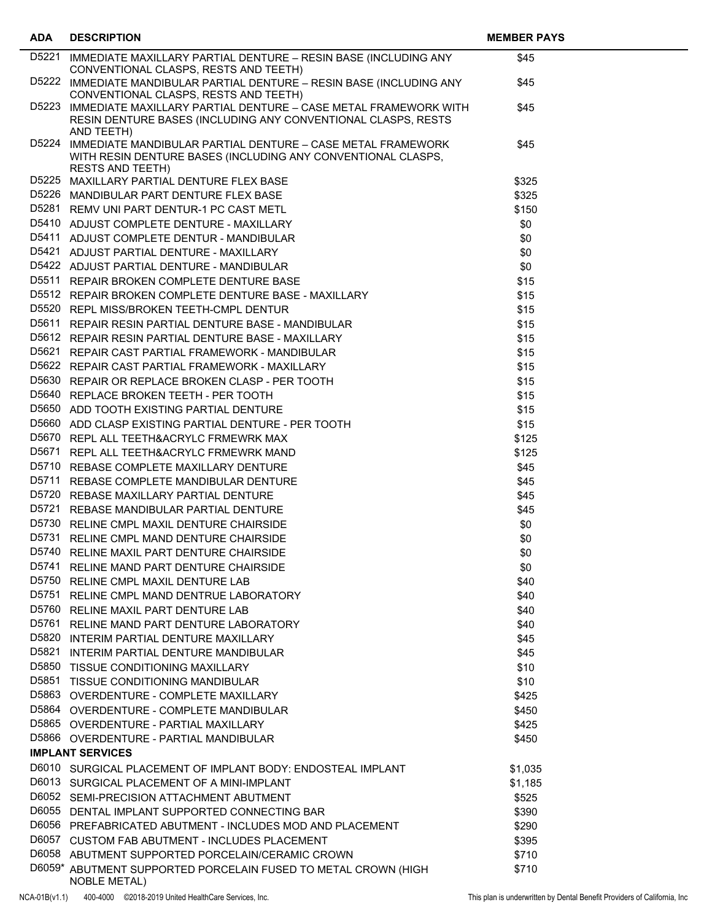| ADA | DESCRIPTION | MEMBER PAYS |
|---|---|---|
| D5221 | IMMEDIATE MAXILLARY PARTIAL DENTURE – RESIN BASE (INCLUDING ANY CONVENTIONAL CLASPS, RESTS AND TEETH) | $45 |
| D5222 | IMMEDIATE MANDIBULAR PARTIAL DENTURE – RESIN BASE (INCLUDING ANY CONVENTIONAL CLASPS, RESTS AND TEETH) | $45 |
| D5223 | IMMEDIATE MAXILLARY PARTIAL DENTURE – CASE METAL FRAMEWORK WITH RESIN DENTURE BASES (INCLUDING ANY CONVENTIONAL CLASPS, RESTS AND TEETH) | $45 |
| D5224 | IMMEDIATE MANDIBULAR PARTIAL DENTURE – CASE METAL FRAMEWORK WITH RESIN DENTURE BASES (INCLUDING ANY CONVENTIONAL CLASPS, RESTS AND TEETH) | $45 |
| D5225 | MAXILLARY PARTIAL DENTURE FLEX BASE | $325 |
| D5226 | MANDIBULAR PART DENTURE FLEX BASE | $325 |
| D5281 | REMV UNI PART DENTUR-1 PC CAST METL | $150 |
| D5410 | ADJUST COMPLETE DENTURE - MAXILLARY | $0 |
| D5411 | ADJUST COMPLETE DENTUR - MANDIBULAR | $0 |
| D5421 | ADJUST PARTIAL DENTURE - MAXILLARY | $0 |
| D5422 | ADJUST PARTIAL DENTURE - MANDIBULAR | $0 |
| D5511 | REPAIR BROKEN COMPLETE DENTURE BASE | $15 |
| D5512 | REPAIR BROKEN COMPLETE DENTURE BASE - MAXILLARY | $15 |
| D5520 | REPL MISS/BROKEN TEETH-CMPL DENTUR | $15 |
| D5611 | REPAIR RESIN PARTIAL DENTURE BASE - MANDIBULAR | $15 |
| D5612 | REPAIR RESIN PARTIAL DENTURE BASE - MAXILLARY | $15 |
| D5621 | REPAIR CAST PARTIAL FRAMEWORK - MANDIBULAR | $15 |
| D5622 | REPAIR CAST PARTIAL FRAMEWORK - MAXILLARY | $15 |
| D5630 | REPAIR OR REPLACE BROKEN CLASP - PER TOOTH | $15 |
| D5640 | REPLACE BROKEN TEETH - PER TOOTH | $15 |
| D5650 | ADD TOOTH EXISTING PARTIAL DENTURE | $15 |
| D5660 | ADD CLASP EXISTING PARTIAL DENTURE - PER TOOTH | $15 |
| D5670 | REPL ALL TEETH&ACRYLC FRMEWRK MAX | $125 |
| D5671 | REPL ALL TEETH&ACRYLC FRMEWRK MAND | $125 |
| D5710 | REBASE COMPLETE MAXILLARY DENTURE | $45 |
| D5711 | REBASE COMPLETE MANDIBULAR DENTURE | $45 |
| D5720 | REBASE MAXILLARY PARTIAL DENTURE | $45 |
| D5721 | REBASE MANDIBULAR PARTIAL DENTURE | $45 |
| D5730 | RELINE CMPL MAXIL DENTURE CHAIRSIDE | $0 |
| D5731 | RELINE CMPL MAND DENTURE CHAIRSIDE | $0 |
| D5740 | RELINE MAXIL PART DENTURE CHAIRSIDE | $0 |
| D5741 | RELINE MAND PART DENTURE CHAIRSIDE | $0 |
| D5750 | RELINE CMPL MAXIL DENTURE LAB | $40 |
| D5751 | RELINE CMPL MAND DENTRUE LABORATORY | $40 |
| D5760 | RELINE MAXIL PART DENTURE LAB | $40 |
| D5761 | RELINE MAND PART DENTURE LABORATORY | $40 |
| D5820 | INTERIM PARTIAL DENTURE MAXILLARY | $45 |
| D5821 | INTERIM PARTIAL DENTURE MANDIBULAR | $45 |
| D5850 | TISSUE CONDITIONING MAXILLARY | $10 |
| D5851 | TISSUE CONDITIONING MANDIBULAR | $10 |
| D5863 | OVERDENTURE - COMPLETE MAXILLARY | $425 |
| D5864 | OVERDENTURE - COMPLETE MANDIBULAR | $450 |
| D5865 | OVERDENTURE - PARTIAL MAXILLARY | $425 |
| D5866 | OVERDENTURE - PARTIAL MANDIBULAR | $450 |
| **IMPLANT SERVICES** | | |
| D6010 | SURGICAL PLACEMENT OF IMPLANT BODY: ENDOSTEAL IMPLANT | $1,035 |
| D6013 | SURGICAL PLACEMENT OF A MINI-IMPLANT | $1,185 |
| D6052 | SEMI-PRECISION ATTACHMENT ABUTMENT | $525 |
| D6055 | DENTAL IMPLANT SUPPORTED CONNECTING BAR | $390 |
| D6056 | PREFABRICATED ABUTMENT - INCLUDES MOD AND PLACEMENT | $290 |
| D6057 | CUSTOM FAB ABUTMENT - INCLUDES PLACEMENT | $395 |
| D6058 | ABUTMENT SUPPORTED PORCELAIN/CERAMIC CROWN | $710 |
| D6059* | ABUTMENT SUPPORTED PORCELAIN FUSED TO METAL CROWN (HIGH NOBLE METAL) | $710 |

NCA-01B(v1.1) 400-4000 ©2018-2019 United HealthCare Services, Inc. This plan is underwritten by Dental Benefit Providers of California, Inc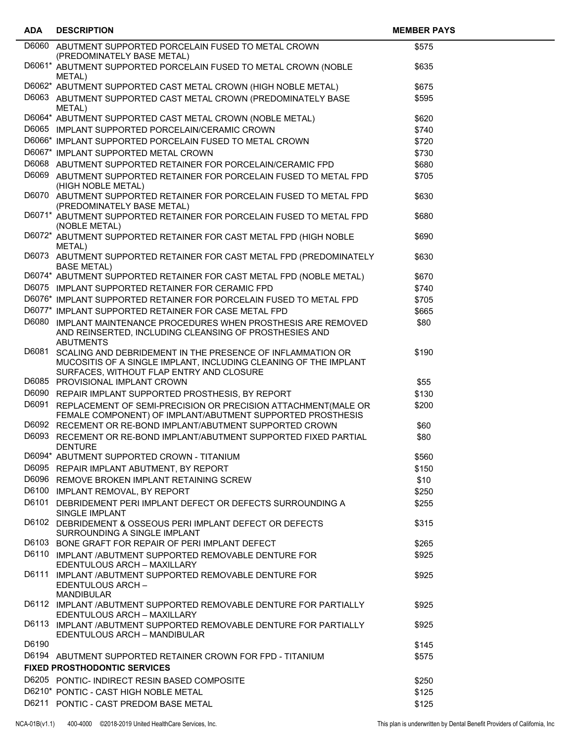| ADA | DESCRIPTION | MEMBER PAYS |
|---|---|---|
| D6060 | ABUTMENT SUPPORTED PORCELAIN FUSED TO METAL CROWN (PREDOMINATELY BASE METAL) | $575 |
| D6061* | ABUTMENT SUPPORTED PORCELAIN FUSED TO METAL CROWN (NOBLE METAL) | $635 |
| D6062* | ABUTMENT SUPPORTED CAST METAL CROWN (HIGH NOBLE METAL) | $675 |
| D6063 | ABUTMENT SUPPORTED CAST METAL CROWN (PREDOMINATELY BASE METAL) | $595 |
| D6064* | ABUTMENT SUPPORTED CAST METAL CROWN (NOBLE METAL) | $620 |
| D6065 | IMPLANT SUPPORTED PORCELAIN/CERAMIC CROWN | $740 |
| D6066* | IMPLANT SUPPORTED PORCELAIN FUSED TO METAL CROWN | $720 |
| D6067* | IMPLANT SUPPORTED METAL CROWN | $730 |
| D6068 | ABUTMENT SUPPORTED RETAINER FOR PORCELAIN/CERAMIC FPD | $680 |
| D6069 | ABUTMENT SUPPORTED RETAINER FOR PORCELAIN FUSED TO METAL FPD (HIGH NOBLE METAL) | $705 |
| D6070 | ABUTMENT SUPPORTED RETAINER FOR PORCELAIN FUSED TO METAL FPD (PREDOMINATELY BASE METAL) | $630 |
| D6071* | ABUTMENT SUPPORTED RETAINER FOR PORCELAIN FUSED TO METAL FPD (NOBLE METAL) | $680 |
| D6072* | ABUTMENT SUPPORTED RETAINER FOR CAST METAL FPD (HIGH NOBLE METAL) | $690 |
| D6073 | ABUTMENT SUPPORTED RETAINER FOR CAST METAL FPD (PREDOMINATELY BASE METAL) | $630 |
| D6074* | ABUTMENT SUPPORTED RETAINER FOR CAST METAL FPD (NOBLE METAL) | $670 |
| D6075 | IMPLANT SUPPORTED RETAINER FOR CERAMIC FPD | $740 |
| D6076* | IMPLANT SUPPORTED RETAINER FOR PORCELAIN FUSED TO METAL FPD | $705 |
| D6077* | IMPLANT SUPPORTED RETAINER FOR CASE METAL FPD | $665 |
| D6080 | IMPLANT MAINTENANCE PROCEDURES WHEN PROSTHESIS ARE REMOVED AND REINSERTED, INCLUDING CLEANSING OF PROSTHESIES AND ABUTMENTS | $80 |
| D6081 | SCALING AND DEBRIDEMENT IN THE PRESENCE OF INFLAMMATION OR MUCOSITIS OF A SINGLE IMPLANT, INCLUDING CLEANING OF THE IMPLANT SURFACES, WITHOUT FLAP ENTRY AND CLOSURE | $190 |
| D6085 | PROVISIONAL IMPLANT CROWN | $55 |
| D6090 | REPAIR IMPLANT SUPPORTED PROSTHESIS, BY REPORT | $130 |
| D6091 | REPLACEMENT OF SEMI-PRECISION OR PRECISION ATTACHMENT(MALE OR FEMALE COMPONENT) OF IMPLANT/ABUTMENT SUPPORTED PROSTHESIS | $200 |
| D6092 | RECEMENT OR RE-BOND IMPLANT/ABUTMENT SUPPORTED CROWN | $60 |
| D6093 | RECEMENT OR RE-BOND IMPLANT/ABUTMENT SUPPORTED FIXED PARTIAL DENTURE | $80 |
| D6094* | ABUTMENT SUPPORTED CROWN - TITANIUM | $560 |
| D6095 | REPAIR IMPLANT ABUTMENT, BY REPORT | $150 |
| D6096 | REMOVE BROKEN IMPLANT RETAINING SCREW | $10 |
| D6100 | IMPLANT REMOVAL, BY REPORT | $250 |
| D6101 | DEBRIDEMENT PERI IMPLANT DEFECT OR DEFECTS SURROUNDING A SINGLE IMPLANT | $255 |
| D6102 | DEBRIDEMENT & OSSEOUS PERI IMPLANT DEFECT OR DEFECTS SURROUNDING A SINGLE IMPLANT | $315 |
| D6103 | BONE GRAFT FOR REPAIR OF PERI IMPLANT DEFECT | $265 |
| D6110 | IMPLANT /ABUTMENT SUPPORTED REMOVABLE DENTURE FOR EDENTULOUS ARCH – MAXILLARY | $925 |
| D6111 | IMPLANT /ABUTMENT SUPPORTED REMOVABLE DENTURE FOR EDENTULOUS ARCH – MANDIBULAR | $925 |
| D6112 | IMPLANT /ABUTMENT SUPPORTED REMOVABLE DENTURE FOR PARTIALLY EDENTULOUS ARCH – MAXILLARY | $925 |
| D6113 | IMPLANT /ABUTMENT SUPPORTED REMOVABLE DENTURE FOR PARTIALLY EDENTULOUS ARCH – MANDIBULAR | $925 |
| D6190 | | $145 |
| D6194 | ABUTMENT SUPPORTED RETAINER CROWN FOR FPD - TITANIUM | $575 |
| **FIXED PROSTHODONTIC SERVICES** | | |
| D6205 | PONTIC- INDIRECT RESIN BASED COMPOSITE | $250 |
| D6210* | PONTIC - CAST HIGH NOBLE METAL | $125 |
| D6211 | PONTIC - CAST PREDOM BASE METAL | $125 |

NCA-01B(v1.1) 400-4000 ©2018-2019 United HealthCare Services, Inc. This plan is underwritten by Dental Benefit Providers of California, Inc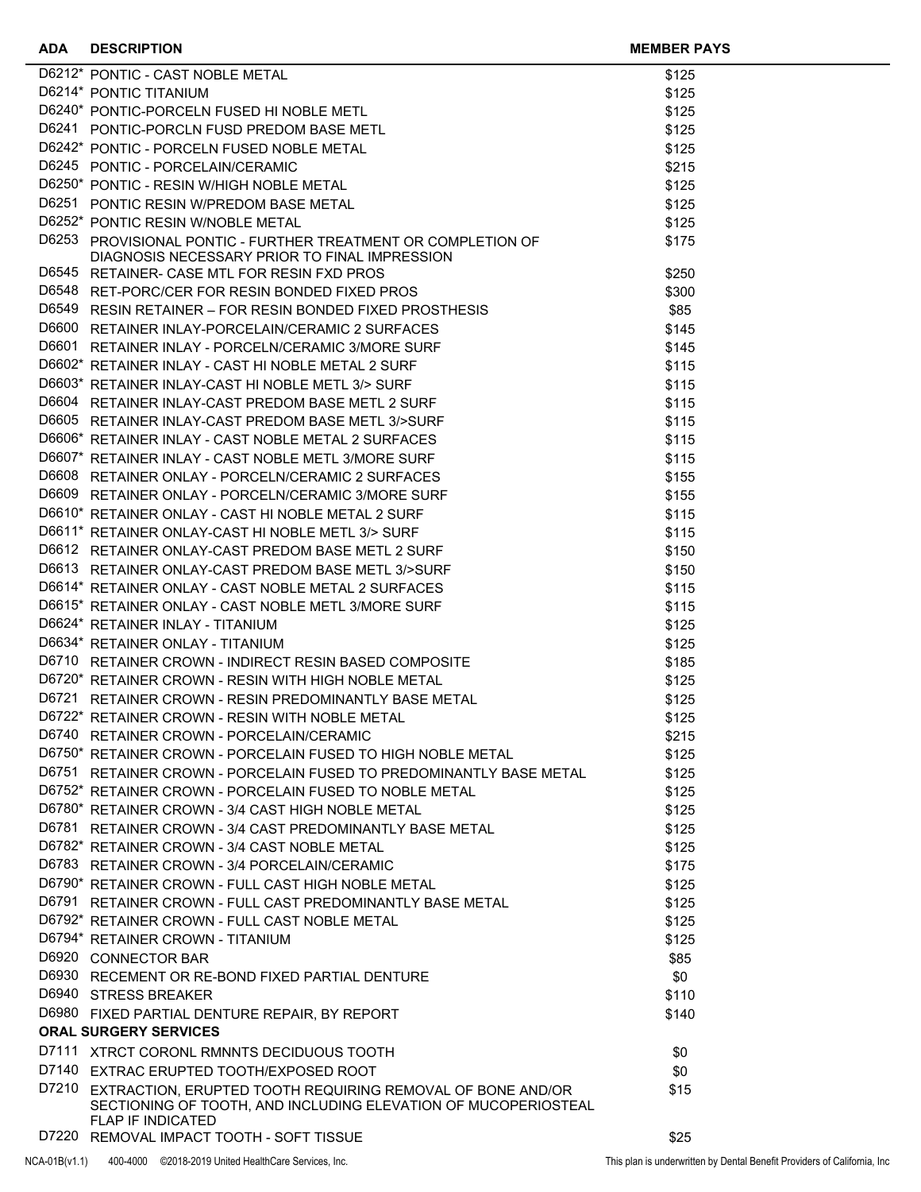| ADA | DESCRIPTION | MEMBER PAYS |
|---|---|---|
| D6212* | PONTIC - CAST NOBLE METAL | $125 |
| D6214* | PONTIC TITANIUM | $125 |
| D6240* | PONTIC-PORCELN FUSED HI NOBLE METL | $125 |
| D6241 | PONTIC-PORCLN FUSD PREDOM BASE METL | $125 |
| D6242* | PONTIC - PORCELN FUSED NOBLE METAL | $125 |
| D6245 | PONTIC - PORCELAIN/CERAMIC | $215 |
| D6250* | PONTIC - RESIN W/HIGH NOBLE METAL | $125 |
| D6251 | PONTIC RESIN W/PREDOM BASE METAL | $125 |
| D6252* | PONTIC RESIN W/NOBLE METAL | $125 |
| D6253 | PROVISIONAL PONTIC - FURTHER TREATMENT OR COMPLETION OF DIAGNOSIS NECESSARY PRIOR TO FINAL IMPRESSION | $175 |
| D6545 | RETAINER- CASE MTL FOR RESIN FXD PROS | $250 |
| D6548 | RET-PORC/CER FOR RESIN BONDED FIXED PROS | $300 |
| D6549 | RESIN RETAINER – FOR RESIN BONDED FIXED PROSTHESIS | $85 |
| D6600 | RETAINER INLAY-PORCELAIN/CERAMIC 2 SURFACES | $145 |
| D6601 | RETAINER INLAY - PORCELN/CERAMIC 3/MORE SURF | $145 |
| D6602* | RETAINER INLAY - CAST HI NOBLE METAL 2 SURF | $115 |
| D6603* | RETAINER INLAY-CAST HI NOBLE METL 3/> SURF | $115 |
| D6604 | RETAINER INLAY-CAST PREDOM BASE METL 2 SURF | $115 |
| D6605 | RETAINER INLAY-CAST PREDOM BASE METL 3/>SURF | $115 |
| D6606* | RETAINER INLAY - CAST NOBLE METAL 2 SURFACES | $115 |
| D6607* | RETAINER INLAY - CAST NOBLE METL 3/MORE SURF | $115 |
| D6608 | RETAINER ONLAY - PORCELN/CERAMIC 2 SURFACES | $155 |
| D6609 | RETAINER ONLAY - PORCELN/CERAMIC 3/MORE SURF | $155 |
| D6610* | RETAINER ONLAY - CAST HI NOBLE METAL 2 SURF | $115 |
| D6611* | RETAINER ONLAY-CAST HI NOBLE METL 3/> SURF | $115 |
| D6612 | RETAINER ONLAY-CAST PREDOM BASE METL 2 SURF | $150 |
| D6613 | RETAINER ONLAY-CAST PREDOM BASE METL 3/>SURF | $150 |
| D6614* | RETAINER ONLAY - CAST NOBLE METAL 2 SURFACES | $115 |
| D6615* | RETAINER ONLAY - CAST NOBLE METL 3/MORE SURF | $115 |
| D6624* | RETAINER INLAY - TITANIUM | $125 |
| D6634* | RETAINER ONLAY - TITANIUM | $125 |
| D6710 | RETAINER CROWN - INDIRECT RESIN BASED COMPOSITE | $185 |
| D6720* | RETAINER CROWN - RESIN WITH HIGH NOBLE METAL | $125 |
| D6721 | RETAINER CROWN - RESIN PREDOMINANTLY BASE METAL | $125 |
| D6722* | RETAINER CROWN - RESIN WITH NOBLE METAL | $125 |
| D6740 | RETAINER CROWN - PORCELAIN/CERAMIC | $215 |
| D6750* | RETAINER CROWN - PORCELAIN FUSED TO HIGH NOBLE METAL | $125 |
| D6751 | RETAINER CROWN - PORCELAIN FUSED TO PREDOMINANTLY BASE METAL | $125 |
| D6752* | RETAINER CROWN - PORCELAIN FUSED TO NOBLE METAL | $125 |
| D6780* | RETAINER CROWN - 3/4 CAST HIGH NOBLE METAL | $125 |
| D6781 | RETAINER CROWN - 3/4 CAST PREDOMINANTLY BASE METAL | $125 |
| D6782* | RETAINER CROWN - 3/4 CAST NOBLE METAL | $125 |
| D6783 | RETAINER CROWN - 3/4 PORCELAIN/CERAMIC | $175 |
| D6790* | RETAINER CROWN - FULL CAST HIGH NOBLE METAL | $125 |
| D6791 | RETAINER CROWN - FULL CAST PREDOMINANTLY BASE METAL | $125 |
| D6792* | RETAINER CROWN - FULL CAST NOBLE METAL | $125 |
| D6794* | RETAINER CROWN - TITANIUM | $125 |
| D6920 | CONNECTOR BAR | $85 |
| D6930 | RECEMENT OR RE-BOND FIXED PARTIAL DENTURE | $0 |
| D6940 | STRESS BREAKER | $110 |
| D6980 | FIXED PARTIAL DENTURE REPAIR, BY REPORT | $140 |
| **ORAL SURGERY SERVICES** | | |
| D7111 | XTRCT CORONL RMNNTS DECIDUOUS TOOTH | $0 |
| D7140 | EXTRAC ERUPTED TOOTH/EXPOSED ROOT | $0 |
| D7210 | EXTRACTION, ERUPTED TOOTH REQUIRING REMOVAL OF BONE AND/OR SECTIONING OF TOOTH, AND INCLUDING ELEVATION OF MUCOPERIOSTEAL FLAP IF INDICATED | $15 |
| D7220 | REMOVAL IMPACT TOOTH - SOFT TISSUE | $25 |

NCA-01B(v1.1) 400-4000 ©2018-2019 United HealthCare Services, Inc. This plan is underwritten by Dental Benefit Providers of California, Inc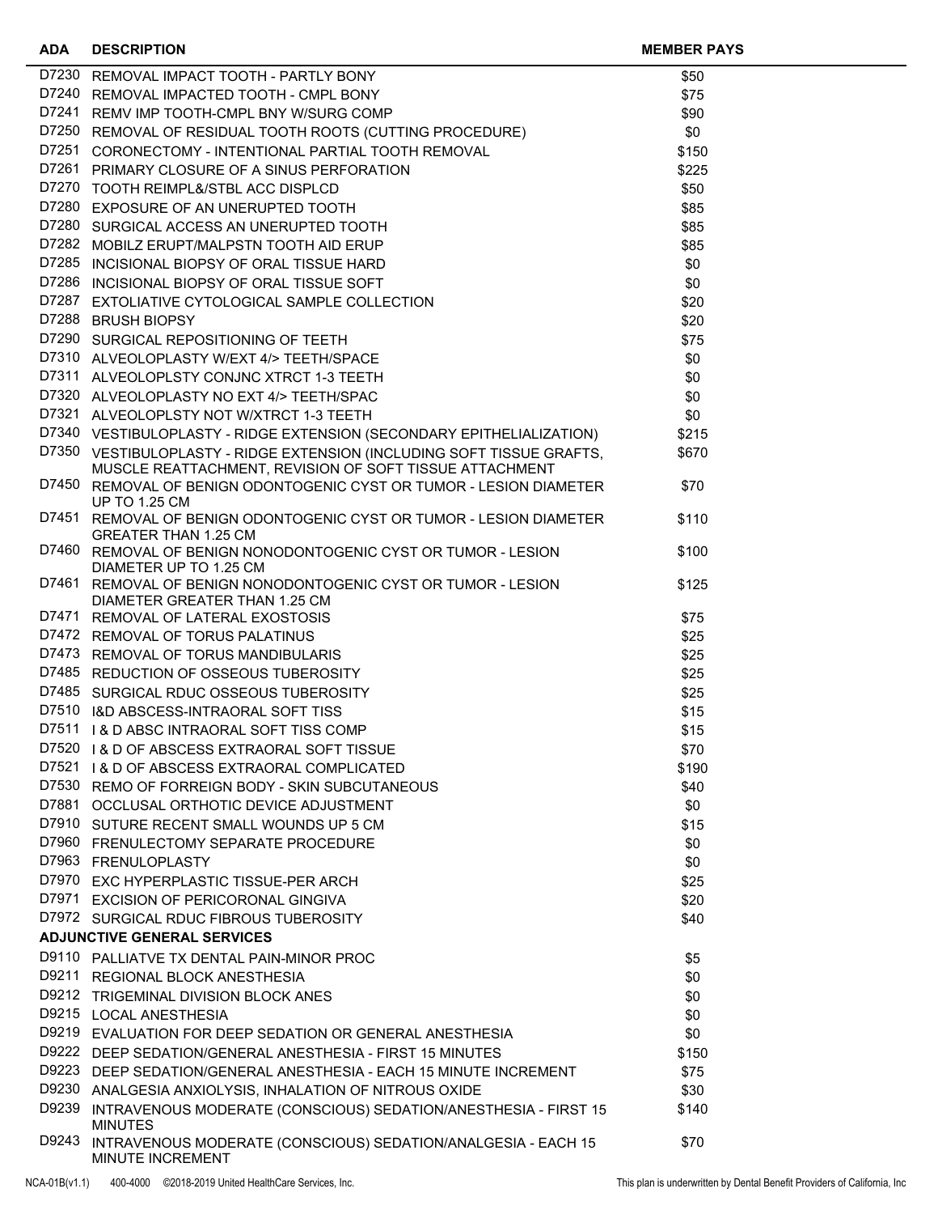| ADA | DESCRIPTION | MEMBER PAYS |
|---|---|---|
| D7230 | REMOVAL IMPACT TOOTH - PARTLY BONY | $50 |
| D7240 | REMOVAL IMPACTED TOOTH - CMPL BONY | $75 |
| D7241 | REMV IMP TOOTH-CMPL BNY W/SURG COMP | $90 |
| D7250 | REMOVAL OF RESIDUAL TOOTH ROOTS (CUTTING PROCEDURE) | $0 |
| D7251 | CORONECTOMY - INTENTIONAL PARTIAL TOOTH REMOVAL | $150 |
| D7261 | PRIMARY CLOSURE OF A SINUS PERFORATION | $225 |
| D7270 | TOOTH REIMPL&/STBL ACC DISPLCD | $50 |
| D7280 | EXPOSURE OF AN UNERUPTED TOOTH | $85 |
| D7280 | SURGICAL ACCESS AN UNERUPTED TOOTH | $85 |
| D7282 | MOBILZ ERUPT/MALPSTN TOOTH AID ERUP | $85 |
| D7285 | INCISIONAL BIOPSY OF ORAL TISSUE HARD | $0 |
| D7286 | INCISIONAL BIOPSY OF ORAL TISSUE SOFT | $0 |
| D7287 | EXTOLIATIVE CYTOLOGICAL SAMPLE COLLECTION | $20 |
| D7288 | BRUSH BIOPSY | $20 |
| D7290 | SURGICAL REPOSITIONING OF TEETH | $75 |
| D7310 | ALVEOLOPLASTY W/EXT 4/> TEETH/SPACE | $0 |
| D7311 | ALVEOLOPLSTY CONJNC XTRCT 1-3 TEETH | $0 |
| D7320 | ALVEOLOPLASTY NO EXT 4/> TEETH/SPAC | $0 |
| D7321 | ALVEOLOPLSTY NOT W/XTRCT 1-3 TEETH | $0 |
| D7340 | VESTIBULOPLASTY - RIDGE EXTENSION (SECONDARY EPITHELIALIZATION) | $215 |
| D7350 | VESTIBULOPLASTY - RIDGE EXTENSION (INCLUDING SOFT TISSUE GRAFTS, MUSCLE REATTACHMENT, REVISION OF SOFT TISSUE ATTACHMENT | $670 |
| D7450 | REMOVAL OF BENIGN ODONTOGENIC CYST OR TUMOR - LESION DIAMETER UP TO 1.25 CM | $70 |
| D7451 | REMOVAL OF BENIGN ODONTOGENIC CYST OR TUMOR - LESION DIAMETER GREATER THAN 1.25 CM | $110 |
| D7460 | REMOVAL OF BENIGN NONODONTOGENIC CYST OR TUMOR - LESION DIAMETER UP TO 1.25 CM | $100 |
| D7461 | REMOVAL OF BENIGN NONODONTOGENIC CYST OR TUMOR - LESION DIAMETER GREATER THAN 1.25 CM | $125 |
| D7471 | REMOVAL OF LATERAL EXOSTOSIS | $75 |
| D7472 | REMOVAL OF TORUS PALATINUS | $25 |
| D7473 | REMOVAL OF TORUS MANDIBULARIS | $25 |
| D7485 | REDUCTION OF OSSEOUS TUBEROSITY | $25 |
| D7485 | SURGICAL RDUC OSSEOUS TUBEROSITY | $25 |
| D7510 | I&D ABSCESS-INTRAORAL SOFT TISS | $15 |
| D7511 | I & D ABSC INTRAORAL SOFT TISS COMP | $15 |
| D7520 | I & D OF ABSCESS EXTRAORAL SOFT TISSUE | $70 |
| D7521 | I & D OF ABSCESS EXTRAORAL COMPLICATED | $190 |
| D7530 | REMO OF FORREIGN BODY - SKIN SUBCUTANEOUS | $40 |
| D7881 | OCCLUSAL ORTHOTIC DEVICE ADJUSTMENT | $0 |
| D7910 | SUTURE RECENT SMALL WOUNDS UP 5 CM | $15 |
| D7960 | FRENULECTOMY SEPARATE PROCEDURE | $0 |
| D7963 | FRENULOPLASTY | $0 |
| D7970 | EXC HYPERPLASTIC TISSUE-PER ARCH | $25 |
| D7971 | EXCISION OF PERICORONAL GINGIVA | $20 |
| D7972 | SURGICAL RDUC FIBROUS TUBEROSITY | $40 |
| | **ADJUNCTIVE GENERAL SERVICES** | |
| D9110 | PALLIATVE TX DENTAL PAIN-MINOR PROC | $5 |
| D9211 | REGIONAL BLOCK ANESTHESIA | $0 |
| D9212 | TRIGEMINAL DIVISION BLOCK ANES | $0 |
| D9215 | LOCAL ANESTHESIA | $0 |
| D9219 | EVALUATION FOR DEEP SEDATION OR GENERAL ANESTHESIA | $0 |
| D9222 | DEEP SEDATION/GENERAL ANESTHESIA - FIRST 15 MINUTES | $150 |
| D9223 | DEEP SEDATION/GENERAL ANESTHESIA - EACH 15 MINUTE INCREMENT | $75 |
| D9230 | ANALGESIA ANXIOLYSIS, INHALATION OF NITROUS OXIDE | $30 |
| D9239 | INTRAVENOUS MODERATE (CONSCIOUS) SEDATION/ANESTHESIA - FIRST 15 MINUTES | $140 |
| D9243 | INTRAVENOUS MODERATE (CONSCIOUS) SEDATION/ANALGESIA - EACH 15 MINUTE INCREMENT | $70 |

NCA-01B(v1.1) 400-4000 ©2018-2019 United HealthCare Services, Inc. This plan is underwritten by Dental Benefit Providers of California, Inc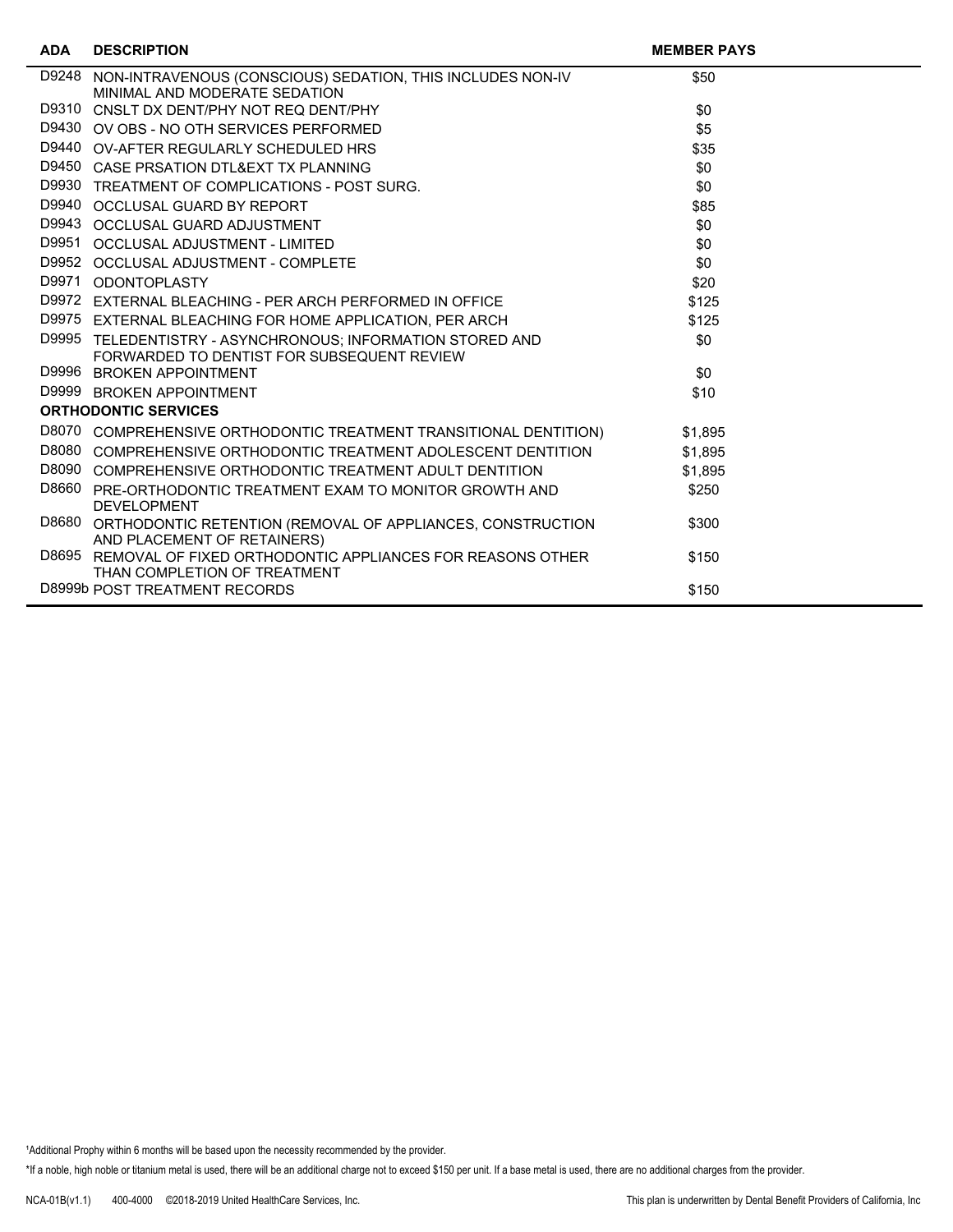| ADA | DESCRIPTION | MEMBER PAYS |
|---|---|---|
| D9248 | NON-INTRAVENOUS (CONSCIOUS) SEDATION, THIS INCLUDES NON-IV MINIMAL AND MODERATE SEDATION | $50 |
| D9310 | CNSLT DX DENT/PHY NOT REQ DENT/PHY | $0 |
| D9430 | OV OBS - NO OTH SERVICES PERFORMED | $5 |
| D9440 | OV-AFTER REGULARLY SCHEDULED HRS | $35 |
| D9450 | CASE PRSATION DTL&EXT TX PLANNING | $0 |
| D9930 | TREATMENT OF COMPLICATIONS - POST SURG. | $0 |
| D9940 | OCCLUSAL GUARD BY REPORT | $85 |
| D9943 | OCCLUSAL GUARD ADJUSTMENT | $0 |
| D9951 | OCCLUSAL ADJUSTMENT - LIMITED | $0 |
| D9952 | OCCLUSAL ADJUSTMENT - COMPLETE | $0 |
| D9971 | ODONTOPLASTY | $20 |
| D9972 | EXTERNAL BLEACHING - PER ARCH PERFORMED IN OFFICE | $125 |
| D9975 | EXTERNAL BLEACHING FOR HOME APPLICATION, PER ARCH | $125 |
| D9995 | TELEDENTISTRY - ASYNCHRONOUS; INFORMATION STORED AND FORWARDED TO DENTIST FOR SUBSEQUENT REVIEW | $0 |
| D9996 | BROKEN APPOINTMENT | $0 |
| D9999 | BROKEN APPOINTMENT | $10 |
| **ORTHODONTIC SERVICES** | | |
| D8070 | COMPREHENSIVE ORTHODONTIC TREATMENT TRANSITIONAL DENTITION) | $1,895 |
| D8080 | COMPREHENSIVE ORTHODONTIC TREATMENT ADOLESCENT DENTITION | $1,895 |
| D8090 | COMPREHENSIVE ORTHODONTIC TREATMENT ADULT DENTITION | $1,895 |
| D8660 | PRE-ORTHODONTIC TREATMENT EXAM TO MONITOR GROWTH AND DEVELOPMENT | $250 |
| D8680 | ORTHODONTIC RETENTION (REMOVAL OF APPLIANCES, CONSTRUCTION AND PLACEMENT OF RETAINERS) | $300 |
| D8695 | REMOVAL OF FIXED ORTHODONTIC APPLIANCES FOR REASONS OTHER THAN COMPLETION OF TREATMENT | $150 |
| D8999b | POST TREATMENT RECORDS | $150 |

[1]Additional Prophy within 6 months will be based upon the necessity recommended by the provider.

*If a noble, high noble or titanium metal is used, there will be an additional charge not to exceed $150 per unit. If a base metal is used, there are no additional charges from the provider.

NCA-01B(v1.1) 400-4000 ©2018-2019 United HealthCare Services, Inc. This plan is underwritten by Dental Benefit Providers of California, Inc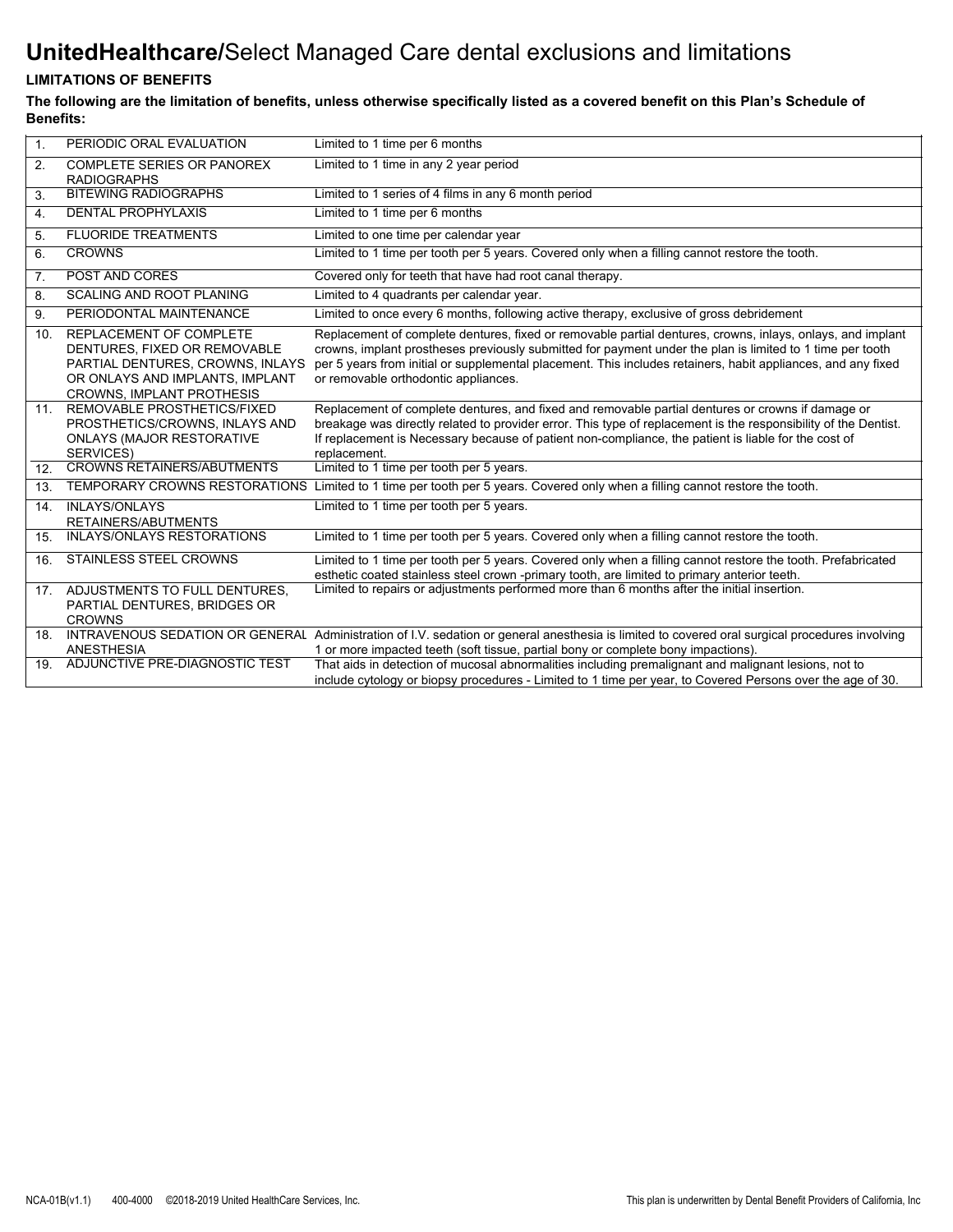# **UnitedHealthcare/**Select Managed Care dental exclusions and limitations

**LIMITATIONS OF BENEFITS**

**The following are the limitation of benefits, unless otherwise specifically listed as a covered benefit on this Plan's Schedule of Benefits:**

| | | |
|---|---|---|
| 1. | PERIODIC ORAL EVALUATION | Limited to 1 time per 6 months |
| 2. | COMPLETE SERIES OR PANOREX RADIOGRAPHS | Limited to 1 time in any 2 year period |
| 3. | BITEWING RADIOGRAPHS | Limited to 1 series of 4 films in any 6 month period |
| 4. | DENTAL PROPHYLAXIS | Limited to 1 time per 6 months |
| 5. | FLUORIDE TREATMENTS | Limited to one time per calendar year |
| 6. | CROWNS | Limited to 1 time per tooth per 5 years. Covered only when a filling cannot restore the tooth. |
| 7. | POST AND CORES | Covered only for teeth that have had root canal therapy. |
| 8. | SCALING AND ROOT PLANING | Limited to 4 quadrants per calendar year. |
| 9. | PERIODONTAL MAINTENANCE | Limited to once every 6 months, following active therapy, exclusive of gross debridement |
| 10. | REPLACEMENT OF COMPLETE DENTURES, FIXED OR REMOVABLE PARTIAL DENTURES, CROWNS, INLAYS OR ONLAYS AND IMPLANTS, IMPLANT CROWNS, IMPLANT PROTHESIS | Replacement of complete dentures, fixed or removable partial dentures, crowns, inlays, onlays, and implant crowns, implant prostheses previously submitted for payment under the plan is limited to 1 time per tooth per 5 years from initial or supplemental placement. This includes retainers, habit appliances, and any fixed or removable orthodontic appliances. |
| 11. | REMOVABLE PROSTHETICS/FIXED PROSTHETICS/CROWNS, INLAYS AND ONLAYS (MAJOR RESTORATIVE SERVICES) | Replacement of complete dentures, and fixed and removable partial dentures or crowns if damage or breakage was directly related to provider error. This type of replacement is the responsibility of the Dentist. If replacement is Necessary because of patient non-compliance, the patient is liable for the cost of replacement. |
| 12. | CROWNS RETAINERS/ABUTMENTS | Limited to 1 time per tooth per 5 years. |
| 13. | TEMPORARY CROWNS RESTORATIONS | Limited to 1 time per tooth per 5 years. Covered only when a filling cannot restore the tooth. |
| 14. | INLAYS/ONLAYS RETAINERS/ABUTMENTS | Limited to 1 time per tooth per 5 years. |
| 15. | INLAYS/ONLAYS RESTORATIONS | Limited to 1 time per tooth per 5 years. Covered only when a filling cannot restore the tooth. |
| 16. | STAINLESS STEEL CROWNS | Limited to 1 time per tooth per 5 years. Covered only when a filling cannot restore the tooth. Prefabricated esthetic coated stainless steel crown -primary tooth, are limited to primary anterior teeth. |
| 17. | ADJUSTMENTS TO FULL DENTURES, PARTIAL DENTURES, BRIDGES OR CROWNS | Limited to repairs or adjustments performed more than 6 months after the initial insertion. |
| 18. | INTRAVENOUS SEDATION OR GENERAL ANESTHESIA | Administration of I.V. sedation or general anesthesia is limited to covered oral surgical procedures involving 1 or more impacted teeth (soft tissue, partial bony or complete bony impactions). |
| 19. | ADJUNCTIVE PRE-DIAGNOSTIC TEST | That aids in detection of mucosal abnormalities including premalignant and malignant lesions, not to include cytology or biopsy procedures - Limited to 1 time per year, to Covered Persons over the age of 30. |

NCA-01B(v1.1) 400-4000 ©2018-2019 United HealthCare Services, Inc. This plan is underwritten by Dental Benefit Providers of California, Inc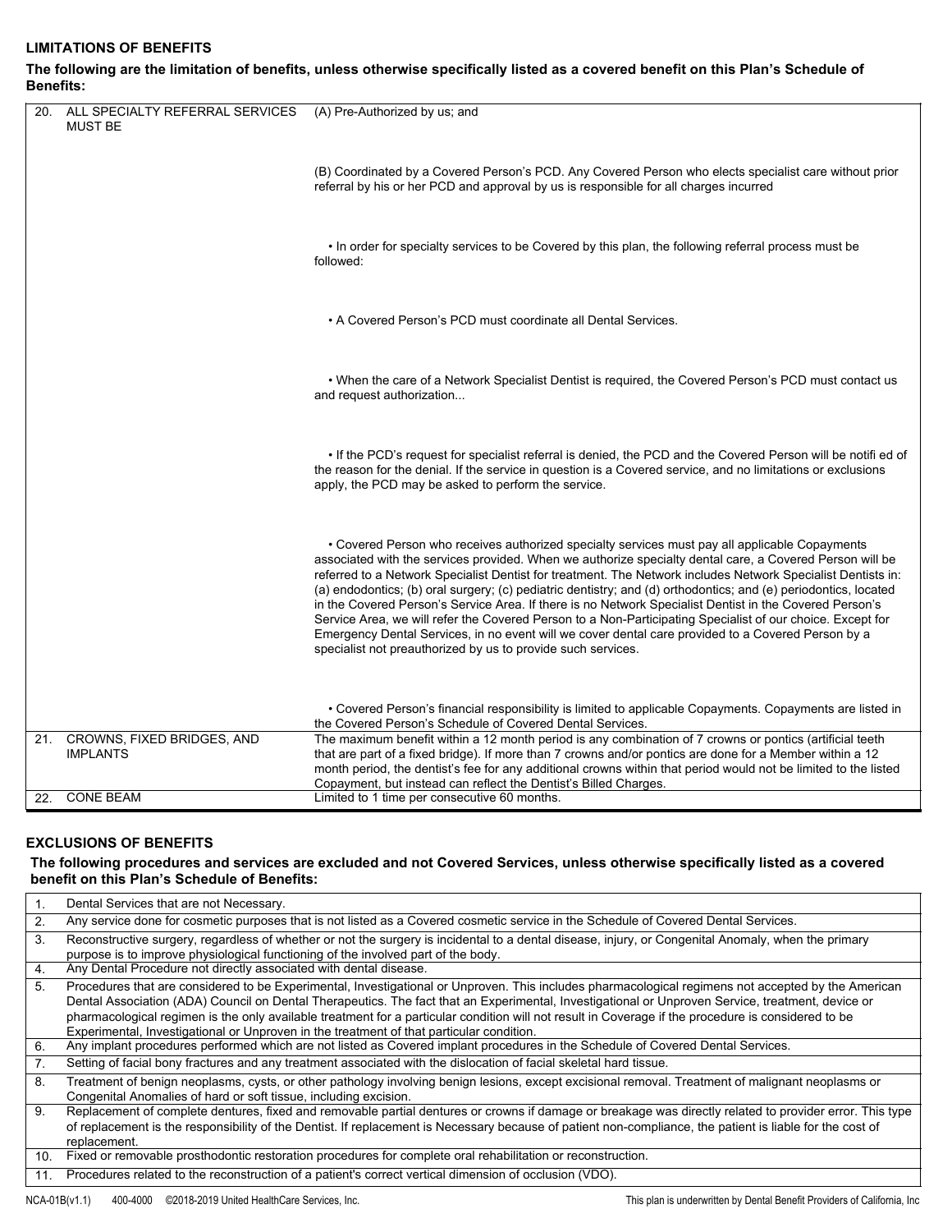## LIMITATIONS OF BENEFITS

**The following are the limitation of benefits, unless otherwise specifically listed as a covered benefit on this Plan's Schedule of Benefits:**

| No. | Limitation | Description |
|---|---|---|
| 20. | ALL SPECIALTY REFERRAL SERVICES MUST BE | (A) Pre-Authorized by us; and |
| | | (B) Coordinated by a Covered Person's PCD. Any Covered Person who elects specialist care without prior referral by his or her PCD and approval by us is responsible for all charges incurred |
| | | • In order for specialty services to be Covered by this plan, the following referral process must be followed: |
| | | • A Covered Person's PCD must coordinate all Dental Services. |
| | | • When the care of a Network Specialist Dentist is required, the Covered Person's PCD must contact us and request authorization... |
| | | • If the PCD's request for specialist referral is denied, the PCD and the Covered Person will be notifi ed of the reason for the denial. If the service in question is a Covered service, and no limitations or exclusions apply, the PCD may be asked to perform the service. |
| | | • Covered Person who receives authorized specialty services must pay all applicable Copayments associated with the services provided. When we authorize specialty dental care, a Covered Person will be referred to a Network Specialist Dentist for treatment. The Network includes Network Specialist Dentists in: (a) endodontics; (b) oral surgery; (c) pediatric dentistry; and (d) orthodontics; and (e) periodontics, located in the Covered Person's Service Area. If there is no Network Specialist Dentist in the Covered Person's Service Area, we will refer the Covered Person to a Non-Participating Specialist of our choice. Except for Emergency Dental Services, in no event will we cover dental care provided to a Covered Person by a specialist not preauthorized by us to provide such services. |
| | | • Covered Person's financial responsibility is limited to applicable Copayments. Copayments are listed in the Covered Person's Schedule of Covered Dental Services. |
| 21. | CROWNS, FIXED BRIDGES, AND IMPLANTS | The maximum benefit within a 12 month period is any combination of 7 crowns or pontics (artificial teeth that are part of a fixed bridge). If more than 7 crowns and/or pontics are done for a Member within a 12 month period, the dentist's fee for any additional crowns within that period would not be limited to the listed Copayment, but instead can reflect the Dentist's Billed Charges. |
| 22. | CONE BEAM | Limited to 1 time per consecutive 60 months. |

## EXCLUSIONS OF BENEFITS

**The following procedures and services are excluded and not Covered Services, unless otherwise specifically listed as a covered benefit on this Plan's Schedule of Benefits:**

| No. | Exclusion |
|---|---|
| 1. | Dental Services that are not Necessary. |
| 2. | Any service done for cosmetic purposes that is not listed as a Covered cosmetic service in the Schedule of Covered Dental Services. |
| 3. | Reconstructive surgery, regardless of whether or not the surgery is incidental to a dental disease, injury, or Congenital Anomaly, when the primary purpose is to improve physiological functioning of the involved part of the body. |
| 4. | Any Dental Procedure not directly associated with dental disease. |
| 5. | Procedures that are considered to be Experimental, Investigational or Unproven. This includes pharmacological regimens not accepted by the American Dental Association (ADA) Council on Dental Therapeutics. The fact that an Experimental, Investigational or Unproven Service, treatment, device or pharmacological regimen is the only available treatment for a particular condition will not result in Coverage if the procedure is considered to be Experimental, Investigational or Unproven in the treatment of that particular condition. |
| 6. | Any implant procedures performed which are not listed as Covered implant procedures in the Schedule of Covered Dental Services. |
| 7. | Setting of facial bony fractures and any treatment associated with the dislocation of facial skeletal hard tissue. |
| 8. | Treatment of benign neoplasms, cysts, or other pathology involving benign lesions, except excisional removal. Treatment of malignant neoplasms or Congenital Anomalies of hard or soft tissue, including excision. |
| 9. | Replacement of complete dentures, fixed and removable partial dentures or crowns if damage or breakage was directly related to provider error. This type of replacement is the responsibility of the Dentist. If replacement is Necessary because of patient non-compliance, the patient is liable for the cost of replacement. |
| 10. | Fixed or removable prosthodontic restoration procedures for complete oral rehabilitation or reconstruction. |
| 11. | Procedures related to the reconstruction of a patient's correct vertical dimension of occlusion (VDO). |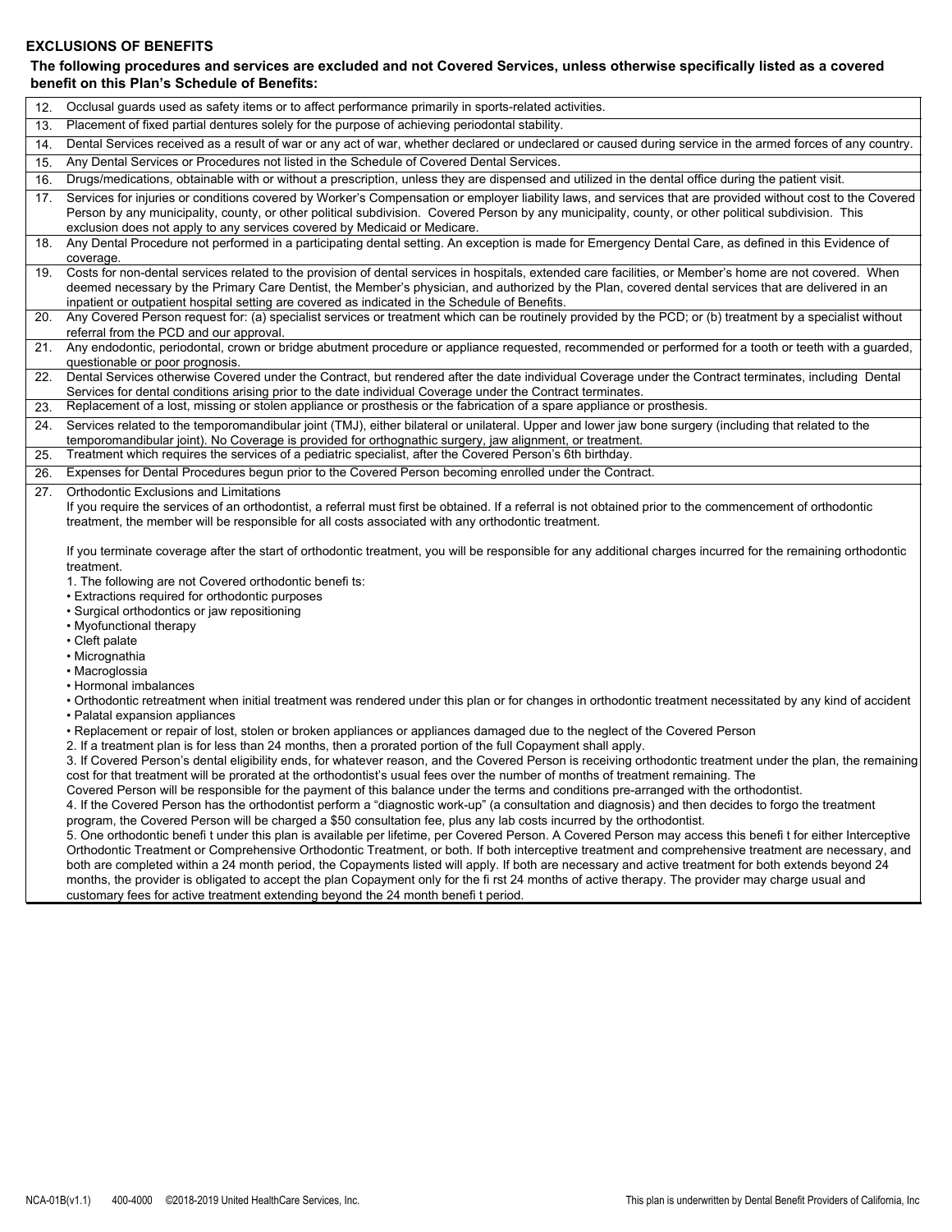## EXCLUSIONS OF BENEFITS

**The following procedures and services are excluded and not Covered Services, unless otherwise specifically listed as a covered benefit on this Plan's Schedule of Benefits:**

| | |
|---|---|
| 12. | Occlusal guards used as safety items or to affect performance primarily in sports-related activities. |
| 13. | Placement of fixed partial dentures solely for the purpose of achieving periodontal stability. |
| 14. | Dental Services received as a result of war or any act of war, whether declared or undeclared or caused during service in the armed forces of any country. |
| 15. | Any Dental Services or Procedures not listed in the Schedule of Covered Dental Services. |
| 16. | Drugs/medications, obtainable with or without a prescription, unless they are dispensed and utilized in the dental office during the patient visit. |
| 17. | Services for injuries or conditions covered by Worker's Compensation or employer liability laws, and services that are provided without cost to the Covered Person by any municipality, county, or other political subdivision. Covered Person by any municipality, county, or other political subdivision. This exclusion does not apply to any services covered by Medicaid or Medicare. |
| 18. | Any Dental Procedure not performed in a participating dental setting. An exception is made for Emergency Dental Care, as defined in this Evidence of coverage. |
| 19. | Costs for non-dental services related to the provision of dental services in hospitals, extended care facilities, or Member's home are not covered. When deemed necessary by the Primary Care Dentist, the Member's physician, and authorized by the Plan, covered dental services that are delivered in an inpatient or outpatient hospital setting are covered as indicated in the Schedule of Benefits. |
| 20. | Any Covered Person request for: (a) specialist services or treatment which can be routinely provided by the PCD; or (b) treatment by a specialist without referral from the PCD and our approval. |
| 21. | Any endodontic, periodontal, crown or bridge abutment procedure or appliance requested, recommended or performed for a tooth or teeth with a guarded, questionable or poor prognosis. |
| 22. | Dental Services otherwise Covered under the Contract, but rendered after the date individual Coverage under the Contract terminates, including Dental Services for dental conditions arising prior to the date individual Coverage under the Contract terminates. |
| 23. | Replacement of a lost, missing or stolen appliance or prosthesis or the fabrication of a spare appliance or prosthesis. |
| 24. | Services related to the temporomandibular joint (TMJ), either bilateral or unilateral. Upper and lower jaw bone surgery (including that related to the temporomandibular joint). No Coverage is provided for orthognathic surgery, jaw alignment, or treatment. |
| 25. | Treatment which requires the services of a pediatric specialist, after the Covered Person's 6th birthday. |
| 26. | Expenses for Dental Procedures begun prior to the Covered Person becoming enrolled under the Contract. |
| 27. | Orthodontic Exclusions and Limitations<br>If you require the services of an orthodontist, a referral must first be obtained. If a referral is not obtained prior to the commencement of orthodontic treatment, the member will be responsible for all costs associated with any orthodontic treatment.<br><br>If you terminate coverage after the start of orthodontic treatment, you will be responsible for any additional charges incurred for the remaining orthodontic treatment.<br>1. The following are not Covered orthodontic benefits:<br>• Extractions required for orthodontic purposes<br>• Surgical orthodontics or jaw repositioning<br>• Myofunctional therapy<br>• Cleft palate<br>• Micrognathia<br>• Macroglossia<br>• Hormonal imbalances<br>• Orthodontic retreatment when initial treatment was rendered under this plan or for changes in orthodontic treatment necessitated by any kind of accident<br>• Palatal expansion appliances<br>• Replacement or repair of lost, stolen or broken appliances or appliances damaged due to the neglect of the Covered Person<br>2. If a treatment plan is for less than 24 months, then a prorated portion of the full Copayment shall apply.<br>3. If Covered Person's dental eligibility ends, for whatever reason, and the Covered Person is receiving orthodontic treatment under the plan, the remaining cost for that treatment will be prorated at the orthodontist's usual fees over the number of months of treatment remaining. The Covered Person will be responsible for the payment of this balance under the terms and conditions pre-arranged with the orthodontist.<br>4. If the Covered Person has the orthodontist perform a "diagnostic work-up" (a consultation and diagnosis) and then decides to forgo the treatment program, the Covered Person will be charged a $50 consultation fee, plus any lab costs incurred by the orthodontist.<br>5. One orthodontic benefit under this plan is available per lifetime, per Covered Person. A Covered Person may access this benefit for either Interceptive Orthodontic Treatment or Comprehensive Orthodontic Treatment, or both. If both interceptive treatment and comprehensive treatment are necessary, and both are completed within a 24 month period, the Copayments listed will apply. If both are necessary and active treatment for both extends beyond 24 months, the provider is obligated to accept the plan Copayment only for the first 24 months of active therapy. The provider may charge usual and customary fees for active treatment extending beyond the 24 month benefit period. |

NCA-01B(v1.1) 400-4000 ©2018-2019 United HealthCare Services, Inc. This plan is underwritten by Dental Benefit Providers of California, Inc